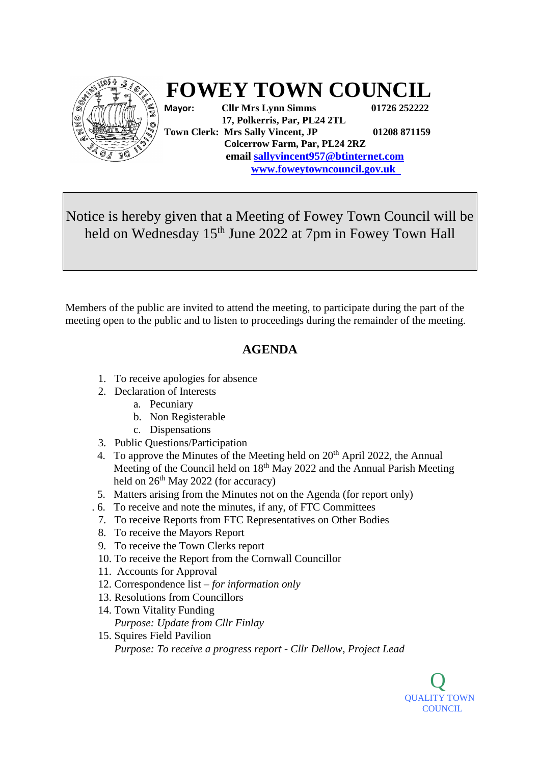# FOWEY TOWN COUNCIL

**Mayor:** **Cllr Mrs Lynn Simms** **01726 252222**
**17, Polkerris, Par, PL24 2TL**
**Town Clerk:** **Mrs Sally Vincent, JP** **01208 871159**
**Colcerrow Farm, Par, PL24 2RZ**
**email [sallyvincent957@btinternet.com](mailto:sallyvincent957@btinternet.com)**
**[www.foweytowncouncil.gov.uk](http://www.foweytowncouncil.gov.uk)**

Notice is hereby given that a Meeting of Fowey Town Council will be held on Wednesday 15th June 2022 at 7pm in Fowey Town Hall

Members of the public are invited to attend the meeting, to participate during the part of the meeting open to the public and to listen to proceedings during the remainder of the meeting.

## AGENDA

1. To receive apologies for absence
2. Declaration of Interests
   a. Pecuniary
   b. Non Registerable
   c. Dispensations
3. Public Questions/Participation
4. To approve the Minutes of the Meeting held on 20th April 2022, the Annual Meeting of the Council held on 18th May 2022 and the Annual Parish Meeting held on 26th May 2022 (for accuracy)
5. Matters arising from the Minutes not on the Agenda (for report only)
6. To receive and note the minutes, if any, of FTC Committees
7. To receive Reports from FTC Representatives on Other Bodies
8. To receive the Mayors Report
9. To receive the Town Clerks report
10. To receive the Report from the Cornwall Councillor
11. Accounts for Approval
12. Correspondence list – *for information only*
13. Resolutions from Councillors
14. Town Vitality Funding
    *Purpose: Update from Cllr Finlay*
15. Squires Field Pavilion
    *Purpose: To receive a progress report - Cllr Dellow, Project Lead*

Q
QUALITY TOWN COUNCIL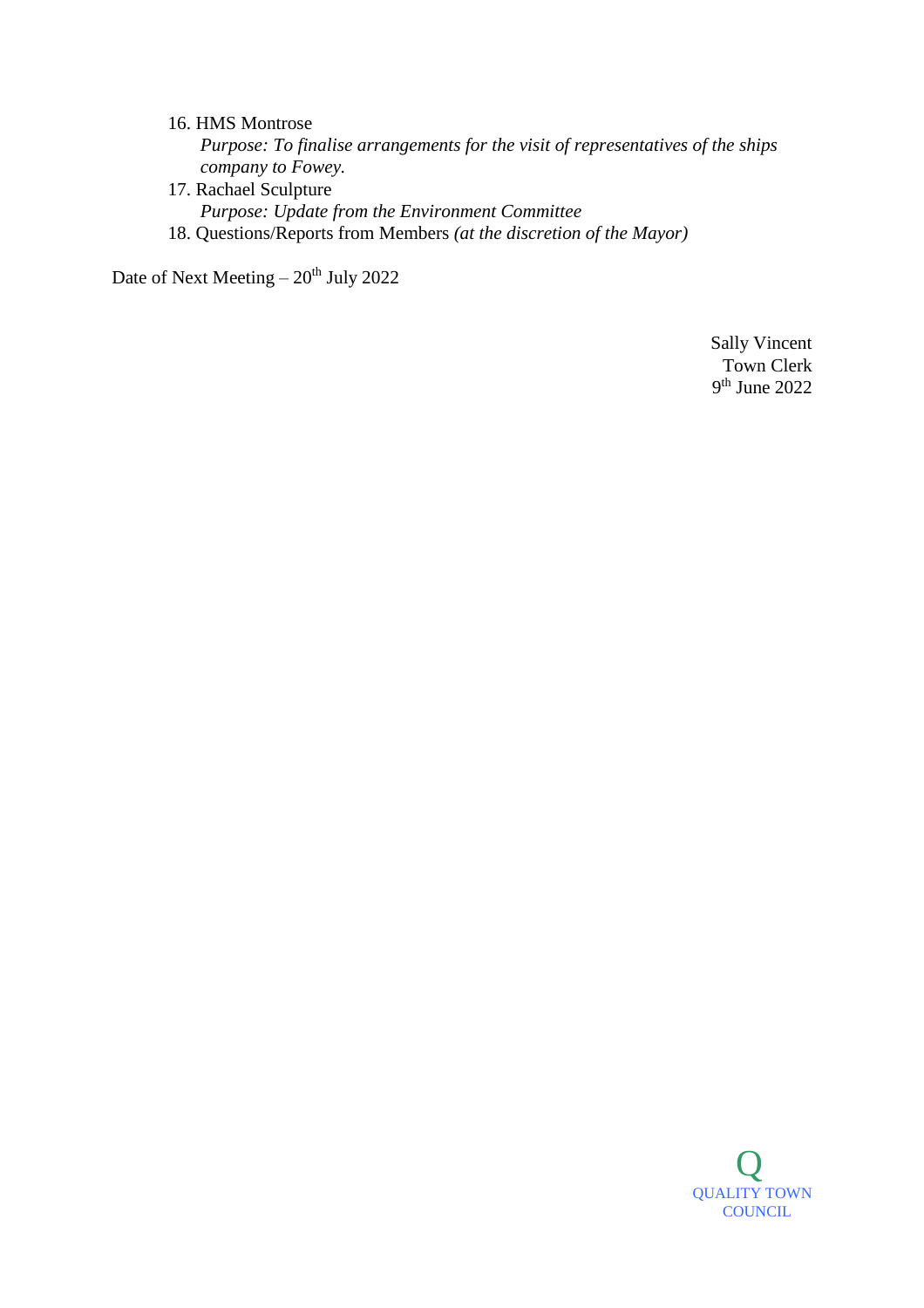16. HMS Montrose
    *Purpose: To finalise arrangements for the visit of representatives of the ships company to Fowey.*
17. Rachael Sculpture
    *Purpose: Update from the Environment Committee*
18. Questions/Reports from Members *(at the discretion of the Mayor)*

Date of Next Meeting – 20th July 2022

Sally Vincent
Town Clerk
9th June 2022

Q
QUALITY TOWN COUNCIL